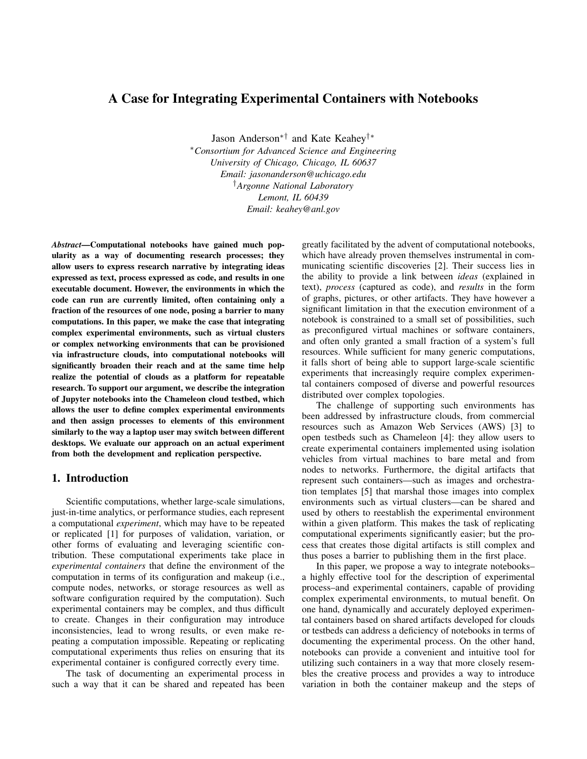# A Case for Integrating Experimental Containers with Notebooks

Jason Anderson[∗†] and Kate Keahey[†∗]

[∗]*Consortium for Advanced Science and Engineering*
*University of Chicago, Chicago, IL 60637*
*Email: jasonanderson@uchicago.edu*
[†]*Argonne National Laboratory*
*Lemont, IL 60439*
*Email: keahey@anl.gov*

***Abstract*—Computational notebooks have gained much popularity as a way of documenting research processes; they allow users to express research narrative by integrating ideas expressed as text, process expressed as code, and results in one executable document. However, the environments in which the code can run are currently limited, often containing only a fraction of the resources of one node, posing a barrier to many computations. In this paper, we make the case that integrating complex experimental environments, such as virtual clusters or complex networking environments that can be provisioned via infrastructure clouds, into computational notebooks will significantly broaden their reach and at the same time help realize the potential of clouds as a platform for repeatable research. To support our argument, we describe the integration of Jupyter notebooks into the Chameleon cloud testbed, which allows the user to define complex experimental environments and then assign processes to elements of this environment similarly to the way a laptop user may switch between different desktops. We evaluate our approach on an actual experiment from both the development and replication perspective.**

## 1. Introduction

Scientific computations, whether large-scale simulations, just-in-time analytics, or performance studies, each represent a computational *experiment*, which may have to be repeated or replicated [1] for purposes of validation, variation, or other forms of evaluating and leveraging scientific contribution. These computational experiments take place in *experimental containers* that define the environment of the computation in terms of its configuration and makeup (i.e., compute nodes, networks, or storage resources as well as software configuration required by the computation). Such experimental containers may be complex, and thus difficult to create. Changes in their configuration may introduce inconsistencies, lead to wrong results, or even make repeating a computation impossible. Repeating or replicating computational experiments thus relies on ensuring that its experimental container is configured correctly every time.

The task of documenting an experimental process in such a way that it can be shared and repeated has been greatly facilitated by the advent of computational notebooks, which have already proven themselves instrumental in communicating scientific discoveries [2]. Their success lies in the ability to provide a link between *ideas* (explained in text), *process* (captured as code), and *results* in the form of graphs, pictures, or other artifacts. They have however a significant limitation in that the execution environment of a notebook is constrained to a small set of possibilities, such as preconfigured virtual machines or software containers, and often only granted a small fraction of a system's full resources. While sufficient for many generic computations, it falls short of being able to support large-scale scientific experiments that increasingly require complex experimental containers composed of diverse and powerful resources distributed over complex topologies.

The challenge of supporting such environments has been addressed by infrastructure clouds, from commercial resources such as Amazon Web Services (AWS) [3] to open testbeds such as Chameleon [4]: they allow users to create experimental containers implemented using isolation vehicles from virtual machines to bare metal and from nodes to networks. Furthermore, the digital artifacts that represent such containers—such as images and orchestration templates [5] that marshal those images into complex environments such as virtual clusters—can be shared and used by others to reestablish the experimental environment within a given platform. This makes the task of replicating computational experiments significantly easier; but the process that creates those digital artifacts is still complex and thus poses a barrier to publishing them in the first place.

In this paper, we propose a way to integrate notebooks–a highly effective tool for the description of experimental process–and experimental containers, capable of providing complex experimental environments, to mutual benefit. On one hand, dynamically and accurately deployed experimental containers based on shared artifacts developed for clouds or testbeds can address a deficiency of notebooks in terms of documenting the experimental process. On the other hand, notebooks can provide a convenient and intuitive tool for utilizing such containers in a way that more closely resembles the creative process and provides a way to introduce variation in both the container makeup and the steps of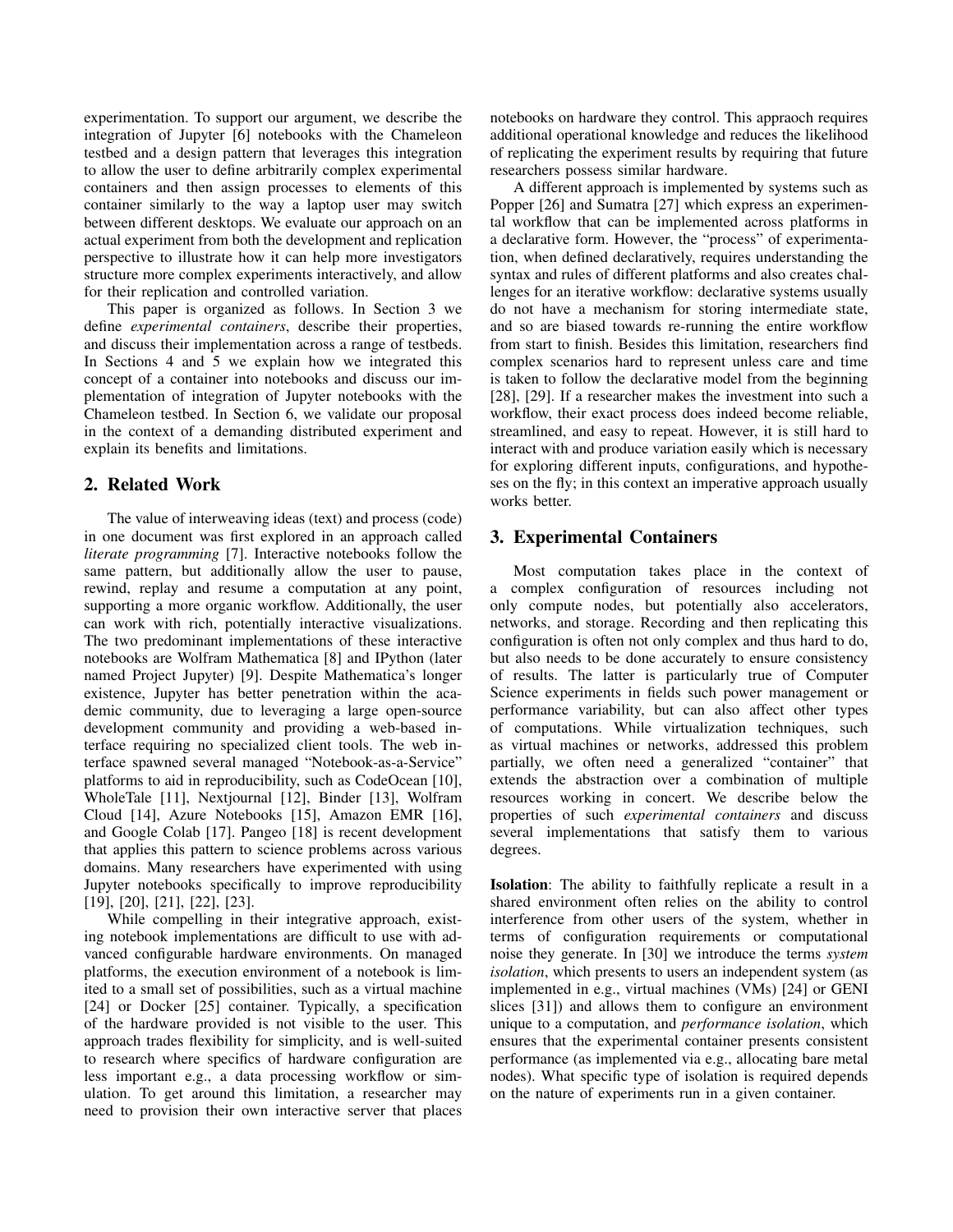experimentation. To support our argument, we describe the integration of Jupyter [6] notebooks with the Chameleon testbed and a design pattern that leverages this integration to allow the user to define arbitrarily complex experimental containers and then assign processes to elements of this container similarly to the way a laptop user may switch between different desktops. We evaluate our approach on an actual experiment from both the development and replication perspective to illustrate how it can help more investigators structure more complex experiments interactively, and allow for their replication and controlled variation.

This paper is organized as follows. In Section 3 we define *experimental containers*, describe their properties, and discuss their implementation across a range of testbeds. In Sections 4 and 5 we explain how we integrated this concept of a container into notebooks and discuss our implementation of integration of Jupyter notebooks with the Chameleon testbed. In Section 6, we validate our proposal in the context of a demanding distributed experiment and explain its benefits and limitations.

## 2. Related Work

The value of interweaving ideas (text) and process (code) in one document was first explored in an approach called *literate programming* [7]. Interactive notebooks follow the same pattern, but additionally allow the user to pause, rewind, replay and resume a computation at any point, supporting a more organic workflow. Additionally, the user can work with rich, potentially interactive visualizations. The two predominant implementations of these interactive notebooks are Wolfram Mathematica [8] and IPython (later named Project Jupyter) [9]. Despite Mathematica's longer existence, Jupyter has better penetration within the academic community, due to leveraging a large open-source development community and providing a web-based interface requiring no specialized client tools. The web interface spawned several managed "Notebook-as-a-Service" platforms to aid in reproducibility, such as CodeOcean [10], WholeTale [11], Nextjournal [12], Binder [13], Wolfram Cloud [14], Azure Notebooks [15], Amazon EMR [16], and Google Colab [17]. Pangeo [18] is recent development that applies this pattern to science problems across various domains. Many researchers have experimented with using Jupyter notebooks specifically to improve reproducibility [19], [20], [21], [22], [23].

While compelling in their integrative approach, existing notebook implementations are difficult to use with advanced configurable hardware environments. On managed platforms, the execution environment of a notebook is limited to a small set of possibilities, such as a virtual machine [24] or Docker [25] container. Typically, a specification of the hardware provided is not visible to the user. This approach trades flexibility for simplicity, and is well-suited to research where specifics of hardware configuration are less important e.g., a data processing workflow or simulation. To get around this limitation, a researcher may need to provision their own interactive server that places notebooks on hardware they control. This appraoch requires additional operational knowledge and reduces the likelihood of replicating the experiment results by requiring that future researchers possess similar hardware.

A different approach is implemented by systems such as Popper [26] and Sumatra [27] which express an experimental workflow that can be implemented across platforms in a declarative form. However, the "process" of experimentation, when defined declaratively, requires understanding the syntax and rules of different platforms and also creates challenges for an iterative workflow: declarative systems usually do not have a mechanism for storing intermediate state, and so are biased towards re-running the entire workflow from start to finish. Besides this limitation, researchers find complex scenarios hard to represent unless care and time is taken to follow the declarative model from the beginning [28], [29]. If a researcher makes the investment into such a workflow, their exact process does indeed become reliable, streamlined, and easy to repeat. However, it is still hard to interact with and produce variation easily which is necessary for exploring different inputs, configurations, and hypotheses on the fly; in this context an imperative approach usually works better.

## 3. Experimental Containers

Most computation takes place in the context of a complex configuration of resources including not only compute nodes, but potentially also accelerators, networks, and storage. Recording and then replicating this configuration is often not only complex and thus hard to do, but also needs to be done accurately to ensure consistency of results. The latter is particularly true of Computer Science experiments in fields such power management or performance variability, but can also affect other types of computations. While virtualization techniques, such as virtual machines or networks, addressed this problem partially, we often need a generalized "container" that extends the abstraction over a combination of multiple resources working in concert. We describe below the properties of such *experimental containers* and discuss several implementations that satisfy them to various degrees.

**Isolation**: The ability to faithfully replicate a result in a shared environment often relies on the ability to control interference from other users of the system, whether in terms of configuration requirements or computational noise they generate. In [30] we introduce the terms *system isolation*, which presents to users an independent system (as implemented in e.g., virtual machines (VMs) [24] or GENI slices [31]) and allows them to configure an environment unique to a computation, and *performance isolation*, which ensures that the experimental container presents consistent performance (as implemented via e.g., allocating bare metal nodes). What specific type of isolation is required depends on the nature of experiments run in a given container.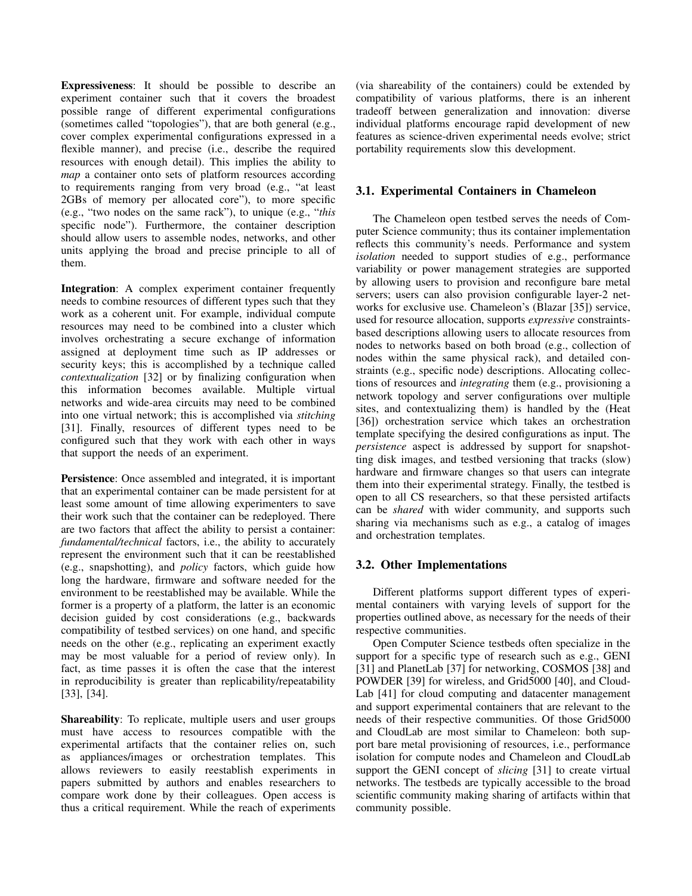**Expressiveness**: It should be possible to describe an experiment container such that it covers the broadest possible range of different experimental configurations (sometimes called "topologies"), that are both general (e.g., cover complex experimental configurations expressed in a flexible manner), and precise (i.e., describe the required resources with enough detail). This implies the ability to *map* a container onto sets of platform resources according to requirements ranging from very broad (e.g., "at least 2GBs of memory per allocated core"), to more specific (e.g., "two nodes on the same rack"), to unique (e.g., "*this* specific node"). Furthermore, the container description should allow users to assemble nodes, networks, and other units applying the broad and precise principle to all of them.

**Integration**: A complex experiment container frequently needs to combine resources of different types such that they work as a coherent unit. For example, individual compute resources may need to be combined into a cluster which involves orchestrating a secure exchange of information assigned at deployment time such as IP addresses or security keys; this is accomplished by a technique called *contextualization* [32] or by finalizing configuration when this information becomes available. Multiple virtual networks and wide-area circuits may need to be combined into one virtual network; this is accomplished via *stitching* [31]. Finally, resources of different types need to be configured such that they work with each other in ways that support the needs of an experiment.

**Persistence**: Once assembled and integrated, it is important that an experimental container can be made persistent for at least some amount of time allowing experimenters to save their work such that the container can be redeployed. There are two factors that affect the ability to persist a container: *fundamental/technical* factors, i.e., the ability to accurately represent the environment such that it can be reestablished (e.g., snapshotting), and *policy* factors, which guide how long the hardware, firmware and software needed for the environment to be reestablished may be available. While the former is a property of a platform, the latter is an economic decision guided by cost considerations (e.g., backwards compatibility of testbed services) on one hand, and specific needs on the other (e.g., replicating an experiment exactly may be most valuable for a period of review only). In fact, as time passes it is often the case that the interest in reproducibility is greater than replicability/repeatability [33], [34].

**Shareability**: To replicate, multiple users and user groups must have access to resources compatible with the experimental artifacts that the container relies on, such as appliances/images or orchestration templates. This allows reviewers to easily reestablish experiments in papers submitted by authors and enables researchers to compare work done by their colleagues. Open access is thus a critical requirement. While the reach of experiments (via shareability of the containers) could be extended by compatibility of various platforms, there is an inherent tradeoff between generalization and innovation: diverse individual platforms encourage rapid development of new features as science-driven experimental needs evolve; strict portability requirements slow this development.

### 3.1. Experimental Containers in Chameleon

The Chameleon open testbed serves the needs of Computer Science community; thus its container implementation reflects this community's needs. Performance and system *isolation* needed to support studies of e.g., performance variability or power management strategies are supported by allowing users to provision and reconfigure bare metal servers; users can also provision configurable layer-2 networks for exclusive use. Chameleon's (Blazar [35]) service, used for resource allocation, supports *expressive* constraints-based descriptions allowing users to allocate resources from nodes to networks based on both broad (e.g., collection of nodes within the same physical rack), and detailed constraints (e.g., specific node) descriptions. Allocating collections of resources and *integrating* them (e.g., provisioning a network topology and server configurations over multiple sites, and contextualizing them) is handled by the (Heat [36]) orchestration service which takes an orchestration template specifying the desired configurations as input. The *persistence* aspect is addressed by support for snapshotting disk images, and testbed versioning that tracks (slow) hardware and firmware changes so that users can integrate them into their experimental strategy. Finally, the testbed is open to all CS researchers, so that these persisted artifacts can be *shared* with wider community, and supports such sharing via mechanisms such as e.g., a catalog of images and orchestration templates.

### 3.2. Other Implementations

Different platforms support different types of experimental containers with varying levels of support for the properties outlined above, as necessary for the needs of their respective communities.

Open Computer Science testbeds often specialize in the support for a specific type of research such as e.g., GENI [31] and PlanetLab [37] for networking, COSMOS [38] and POWDER [39] for wireless, and Grid5000 [40], and CloudLab [41] for cloud computing and datacenter management and support experimental containers that are relevant to the needs of their respective communities. Of those Grid5000 and CloudLab are most similar to Chameleon: both support bare metal provisioning of resources, i.e., performance isolation for compute nodes and Chameleon and CloudLab support the GENI concept of *slicing* [31] to create virtual networks. The testbeds are typically accessible to the broad scientific community making sharing of artifacts within that community possible.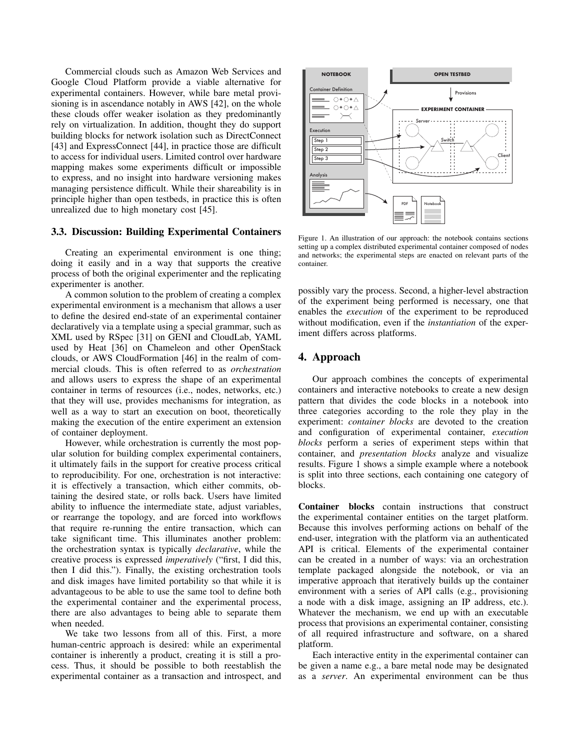Commercial clouds such as Amazon Web Services and Google Cloud Platform provide a viable alternative for experimental containers. However, while bare metal provisioning is in ascendance notably in AWS [42], on the whole these clouds offer weaker isolation as they predominantly rely on virtualization. In addition, thought they do support building blocks for network isolation such as DirectConnect [43] and ExpressConnect [44], in practice those are difficult to access for individual users. Limited control over hardware mapping makes some experiments difficult or impossible to express, and no insight into hardware versioning makes managing persistence difficult. While their shareability is in principle higher than open testbeds, in practice this is often unrealized due to high monetary cost [45].

### 3.3. Discussion: Building Experimental Containers

Creating an experimental environment is one thing; doing it easily and in a way that supports the creative process of both the original experimenter and the replicating experimenter is another.

A common solution to the problem of creating a complex experimental environment is a mechanism that allows a user to define the desired end-state of an experimental container declaratively via a template using a special grammar, such as XML used by RSpec [31] on GENI and CloudLab, YAML used by Heat [36] on Chameleon and other OpenStack clouds, or AWS CloudFormation [46] in the realm of commercial clouds. This is often referred to as *orchestration* and allows users to express the shape of an experimental container in terms of resources (i.e., nodes, networks, etc.) that they will use, provides mechanisms for integration, as well as a way to start an execution on boot, theoretically making the execution of the entire experiment an extension of container deployment.

However, while orchestration is currently the most popular solution for building complex experimental containers, it ultimately fails in the support for creative process critical to reproducibility. For one, orchestration is not interactive: it is effectively a transaction, which either commits, obtaining the desired state, or rolls back. Users have limited ability to influence the intermediate state, adjust variables, or rearrange the topology, and are forced into workflows that require re-running the entire transaction, which can take significant time. This illuminates another problem: the orchestration syntax is typically *declarative*, while the creative process is expressed *imperatively* ("first, I did this, then I did this."). Finally, the existing orchestration tools and disk images have limited portability so that while it is advantageous to be able to use the same tool to define both the experimental container and the experimental process, there are also advantages to being able to separate them when needed.

We take two lessons from all of this. First, a more human-centric approach is desired: while an experimental container is inherently a product, creating it is still a process. Thus, it should be possible to both reestablish the experimental container as a transaction and introspect, and possibly vary the process. Second, a higher-level abstraction of the experiment being performed is necessary, one that enables the *execution* of the experiment to be reproduced without modification, even if the *instantiation* of the experiment differs across platforms.

Figure 1. An illustration of our approach: the notebook contains sections setting up a complex distributed experimental container composed of nodes and networks; the experimental steps are enacted on relevant parts of the container.

## 4. Approach

Our approach combines the concepts of experimental containers and interactive notebooks to create a new design pattern that divides the code blocks in a notebook into three categories according to the role they play in the experiment: *container blocks* are devoted to the creation and configuration of experimental container, *execution blocks* perform a series of experiment steps within that container, and *presentation blocks* analyze and visualize results. Figure 1 shows a simple example where a notebook is split into three sections, each containing one category of blocks.

**Container blocks** contain instructions that construct the experimental container entities on the target platform. Because this involves performing actions on behalf of the end-user, integration with the platform via an authenticated API is critical. Elements of the experimental container can be created in a number of ways: via an orchestration template packaged alongside the notebook, or via an imperative approach that iteratively builds up the container environment with a series of API calls (e.g., provisioning a node with a disk image, assigning an IP address, etc.). Whatever the mechanism, we end up with an executable process that provisions an experimental container, consisting of all required infrastructure and software, on a shared platform.

Each interactive entity in the experimental container can be given a name e.g., a bare metal node may be designated as a *server*. An experimental environment can be thus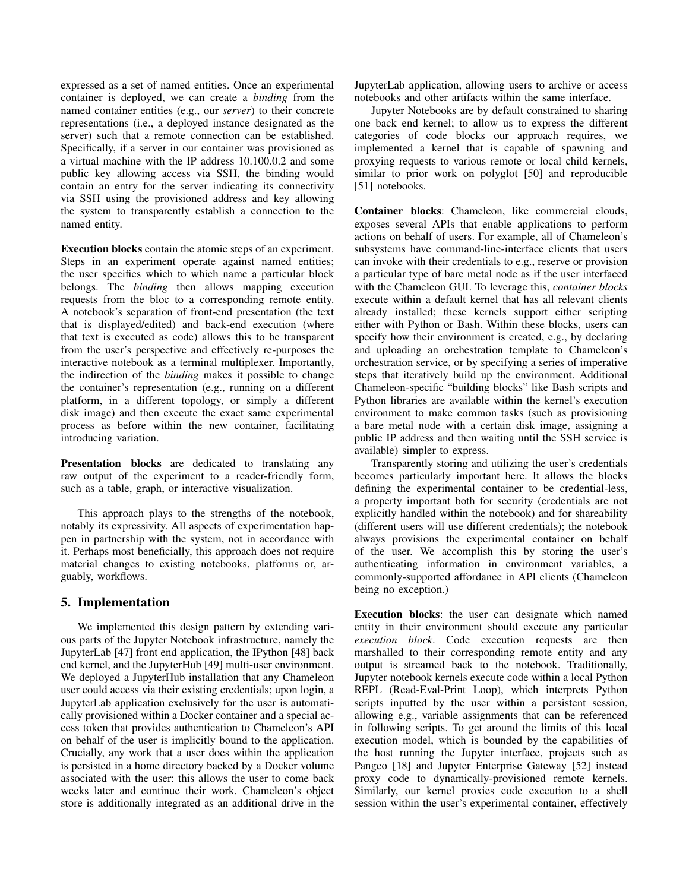expressed as a set of named entities. Once an experimental container is deployed, we can create a *binding* from the named container entities (e.g., our *server*) to their concrete representations (i.e., a deployed instance designated as the server) such that a remote connection can be established. Specifically, if a server in our container was provisioned as a virtual machine with the IP address 10.100.0.2 and some public key allowing access via SSH, the binding would contain an entry for the server indicating its connectivity via SSH using the provisioned address and key allowing the system to transparently establish a connection to the named entity.

**Execution blocks** contain the atomic steps of an experiment. Steps in an experiment operate against named entities; the user specifies which to which name a particular block belongs. The *binding* then allows mapping execution requests from the bloc to a corresponding remote entity. A notebook's separation of front-end presentation (the text that is displayed/edited) and back-end execution (where that text is executed as code) allows this to be transparent from the user's perspective and effectively re-purposes the interactive notebook as a terminal multiplexer. Importantly, the indirection of the *binding* makes it possible to change the container's representation (e.g., running on a different platform, in a different topology, or simply a different disk image) and then execute the exact same experimental process as before within the new container, facilitating introducing variation.

**Presentation blocks** are dedicated to translating any raw output of the experiment to a reader-friendly form, such as a table, graph, or interactive visualization.

This approach plays to the strengths of the notebook, notably its expressivity. All aspects of experimentation happen in partnership with the system, not in accordance with it. Perhaps most beneficially, this approach does not require material changes to existing notebooks, platforms or, arguably, workflows.

## 5. Implementation

We implemented this design pattern by extending various parts of the Jupyter Notebook infrastructure, namely the JupyterLab [47] front end application, the IPython [48] back end kernel, and the JupyterHub [49] multi-user environment. We deployed a JupyterHub installation that any Chameleon user could access via their existing credentials; upon login, a JupyterLab application exclusively for the user is automatically provisioned within a Docker container and a special access token that provides authentication to Chameleon's API on behalf of the user is implicitly bound to the application. Crucially, any work that a user does within the application is persisted in a home directory backed by a Docker volume associated with the user: this allows the user to come back weeks later and continue their work. Chameleon's object store is additionally integrated as an additional drive in the JupyterLab application, allowing users to archive or access notebooks and other artifacts within the same interface.

Jupyter Notebooks are by default constrained to sharing one back end kernel; to allow us to express the different categories of code blocks our approach requires, we implemented a kernel that is capable of spawning and proxying requests to various remote or local child kernels, similar to prior work on polyglot [50] and reproducible [51] notebooks.

**Container blocks**: Chameleon, like commercial clouds, exposes several APIs that enable applications to perform actions on behalf of users. For example, all of Chameleon's subsystems have command-line-interface clients that users can invoke with their credentials to e.g., reserve or provision a particular type of bare metal node as if the user interfaced with the Chameleon GUI. To leverage this, *container blocks* execute within a default kernel that has all relevant clients already installed; these kernels support either scripting either with Python or Bash. Within these blocks, users can specify how their environment is created, e.g., by declaring and uploading an orchestration template to Chameleon's orchestration service, or by specifying a series of imperative steps that iteratively build up the environment. Additional Chameleon-specific "building blocks" like Bash scripts and Python libraries are available within the kernel's execution environment to make common tasks (such as provisioning a bare metal node with a certain disk image, assigning a public IP address and then waiting until the SSH service is available) simpler to express.

Transparently storing and utilizing the user's credentials becomes particularly important here. It allows the blocks defining the experimental container to be credential-less, a property important both for security (credentials are not explicitly handled within the notebook) and for shareability (different users will use different credentials); the notebook always provisions the experimental container on behalf of the user. We accomplish this by storing the user's authenticating information in environment variables, a commonly-supported affordance in API clients (Chameleon being no exception.)

**Execution blocks**: the user can designate which named entity in their environment should execute any particular *execution block*. Code execution requests are then marshalled to their corresponding remote entity and any output is streamed back to the notebook. Traditionally, Jupyter notebook kernels execute code within a local Python REPL (Read-Eval-Print Loop), which interprets Python scripts inputted by the user within a persistent session, allowing e.g., variable assignments that can be referenced in following scripts. To get around the limits of this local execution model, which is bounded by the capabilities of the host running the Jupyter interface, projects such as Pangeo [18] and Jupyter Enterprise Gateway [52] instead proxy code to dynamically-provisioned remote kernels. Similarly, our kernel proxies code execution to a shell session within the user's experimental container, effectively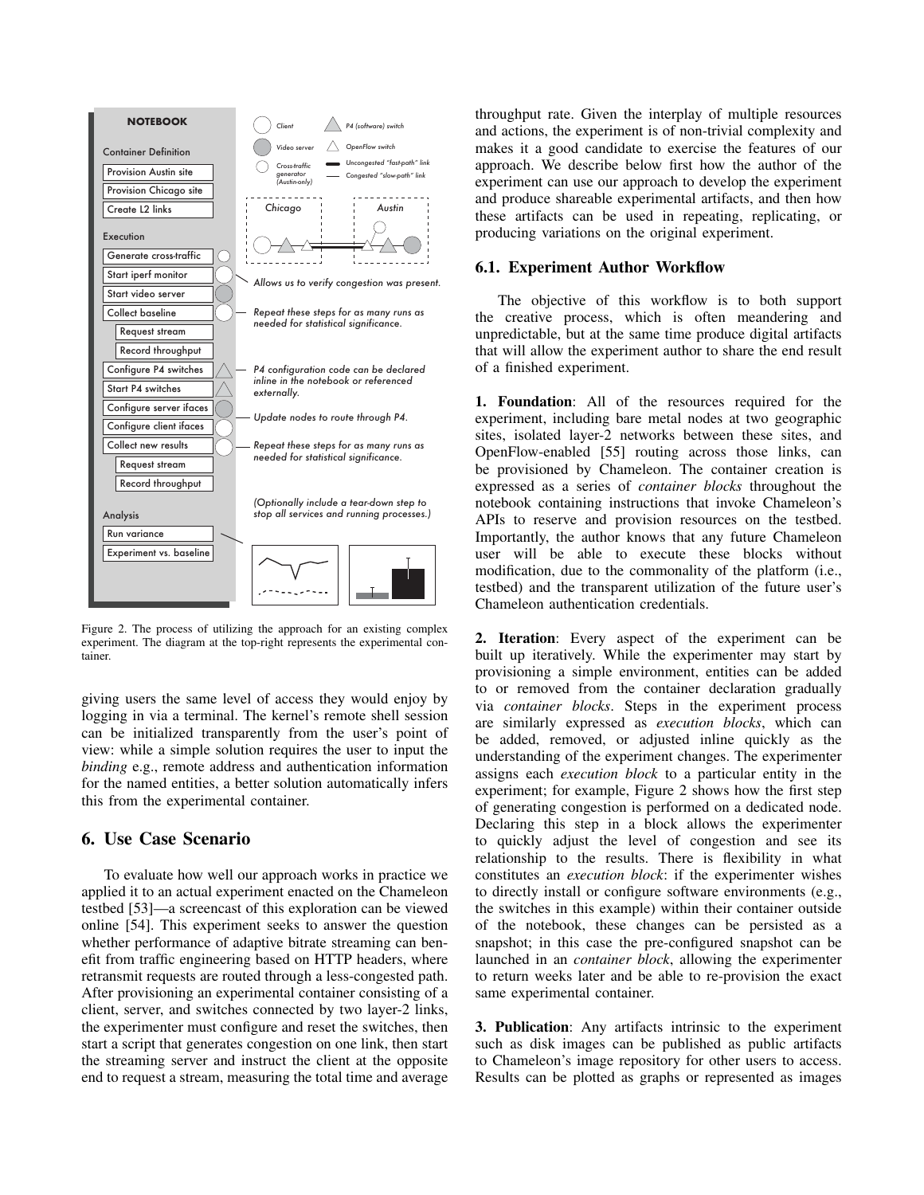Figure 2. The process of utilizing the approach for an existing complex experiment. The diagram at the top-right represents the experimental container.

giving users the same level of access they would enjoy by logging in via a terminal. The kernel's remote shell session can be initialized transparently from the user's point of view: while a simple solution requires the user to input the *binding* e.g., remote address and authentication information for the named entities, a better solution automatically infers this from the experimental container.

# 6. Use Case Scenario

To evaluate how well our approach works in practice we applied it to an actual experiment enacted on the Chameleon testbed [53]—a screencast of this exploration can be viewed online [54]. This experiment seeks to answer the question whether performance of adaptive bitrate streaming can benefit from traffic engineering based on HTTP headers, where retransmit requests are routed through a less-congested path. After provisioning an experimental container consisting of a client, server, and switches connected by two layer-2 links, the experimenter must configure and reset the switches, then start a script that generates congestion on one link, then start the streaming server and instruct the client at the opposite end to request a stream, measuring the total time and average throughput rate. Given the interplay of multiple resources and actions, the experiment is of non-trivial complexity and makes it a good candidate to exercise the features of our approach. We describe below first how the author of the experiment can use our approach to develop the experiment and produce shareable experimental artifacts, and then how these artifacts can be used in repeating, replicating, or producing variations on the original experiment.

## 6.1. Experiment Author Workflow

The objective of this workflow is to both support the creative process, which is often meandering and unpredictable, but at the same time produce digital artifacts that will allow the experiment author to share the end result of a finished experiment.

**1. Foundation**: All of the resources required for the experiment, including bare metal nodes at two geographic sites, isolated layer-2 networks between these sites, and OpenFlow-enabled [55] routing across those links, can be provisioned by Chameleon. The container creation is expressed as a series of *container blocks* throughout the notebook containing instructions that invoke Chameleon's APIs to reserve and provision resources on the testbed. Importantly, the author knows that any future Chameleon user will be able to execute these blocks without modification, due to the commonality of the platform (i.e., testbed) and the transparent utilization of the future user's Chameleon authentication credentials.

**2. Iteration**: Every aspect of the experiment can be built up iteratively. While the experimenter may start by provisioning a simple environment, entities can be added to or removed from the container declaration gradually via *container blocks*. Steps in the experiment process are similarly expressed as *execution blocks*, which can be added, removed, or adjusted inline quickly as the understanding of the experiment changes. The experimenter assigns each *execution block* to a particular entity in the experiment; for example, Figure 2 shows how the first step of generating congestion is performed on a dedicated node. Declaring this step in a block allows the experimenter to quickly adjust the level of congestion and see its relationship to the results. There is flexibility in what constitutes an *execution block*: if the experimenter wishes to directly install or configure software environments (e.g., the switches in this example) within their container outside of the notebook, these changes can be persisted as a snapshot; in this case the pre-configured snapshot can be launched in an *container block*, allowing the experimenter to return weeks later and be able to re-provision the exact same experimental container.

**3. Publication**: Any artifacts intrinsic to the experiment such as disk images can be published as public artifacts to Chameleon's image repository for other users to access. Results can be plotted as graphs or represented as images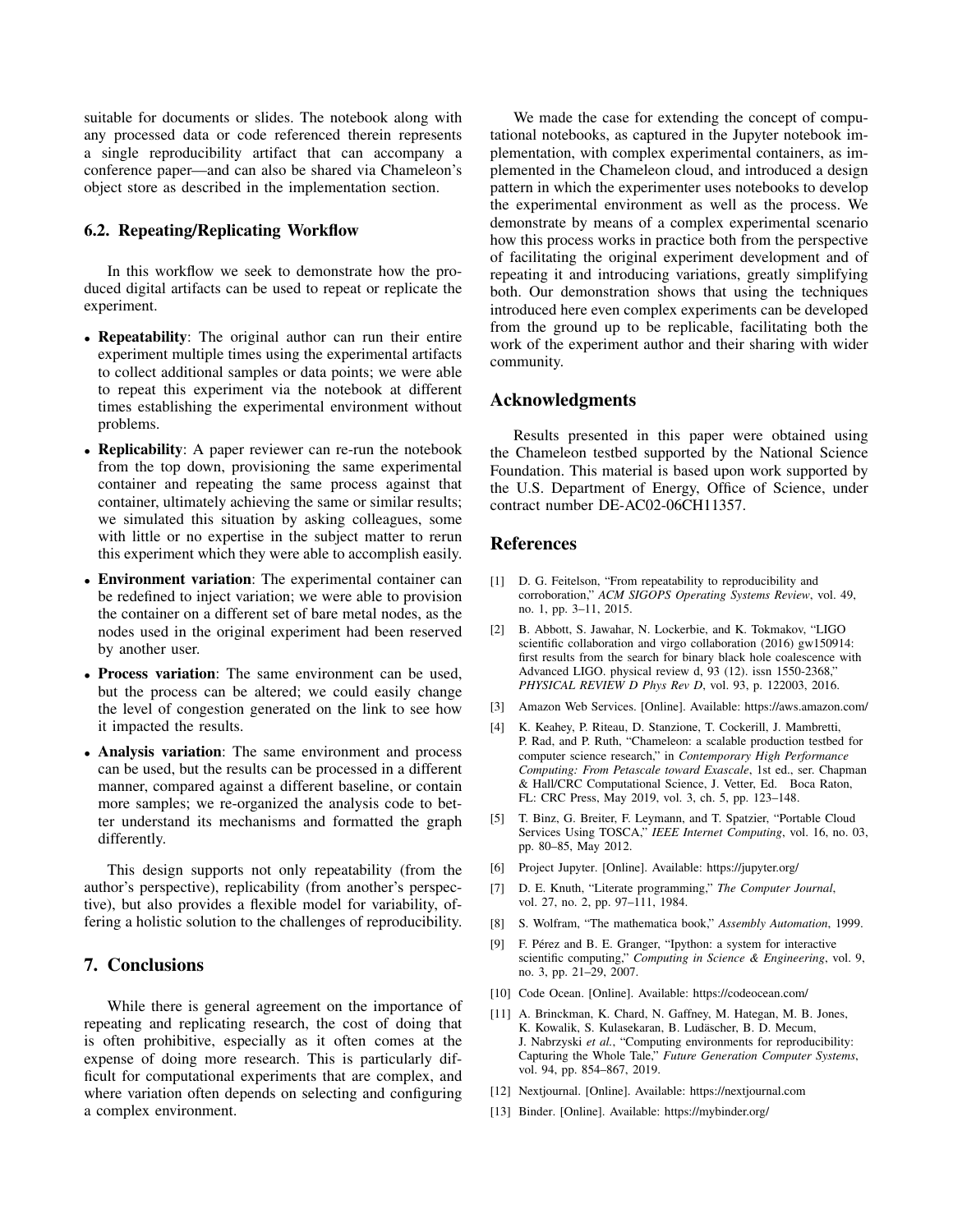suitable for documents or slides. The notebook along with any processed data or code referenced therein represents a single reproducibility artifact that can accompany a conference paper—and can also be shared via Chameleon's object store as described in the implementation section.

### 6.2. Repeating/Replicating Workflow

In this workflow we seek to demonstrate how the produced digital artifacts can be used to repeat or replicate the experiment.

- **Repeatability**: The original author can run their entire experiment multiple times using the experimental artifacts to collect additional samples or data points; we were able to repeat this experiment via the notebook at different times establishing the experimental environment without problems.
- **Replicability**: A paper reviewer can re-run the notebook from the top down, provisioning the same experimental container and repeating the same process against that container, ultimately achieving the same or similar results; we simulated this situation by asking colleagues, some with little or no expertise in the subject matter to rerun this experiment which they were able to accomplish easily.
- **Environment variation**: The experimental container can be redefined to inject variation; we were able to provision the container on a different set of bare metal nodes, as the nodes used in the original experiment had been reserved by another user.
- **Process variation**: The same environment can be used, but the process can be altered; we could easily change the level of congestion generated on the link to see how it impacted the results.
- **Analysis variation**: The same environment and process can be used, but the results can be processed in a different manner, compared against a different baseline, or contain more samples; we re-organized the analysis code to better understand its mechanisms and formatted the graph differently.

This design supports not only repeatability (from the author's perspective), replicability (from another's perspective), but also provides a flexible model for variability, offering a holistic solution to the challenges of reproducibility.

## 7. Conclusions

While there is general agreement on the importance of repeating and replicating research, the cost of doing that is often prohibitive, especially as it often comes at the expense of doing more research. This is particularly difficult for computational experiments that are complex, and where variation often depends on selecting and configuring a complex environment.

We made the case for extending the concept of computational notebooks, as captured in the Jupyter notebook implementation, with complex experimental containers, as implemented in the Chameleon cloud, and introduced a design pattern in which the experimenter uses notebooks to develop the experimental environment as well as the process. We demonstrate by means of a complex experimental scenario how this process works in practice both from the perspective of facilitating the original experiment development and of repeating it and introducing variations, greatly simplifying both. Our demonstration shows that using the techniques introduced here even complex experiments can be developed from the ground up to be replicable, facilitating both the work of the experiment author and their sharing with wider community.

## Acknowledgments

Results presented in this paper were obtained using the Chameleon testbed supported by the National Science Foundation. This material is based upon work supported by the U.S. Department of Energy, Office of Science, under contract number DE-AC02-06CH11357.

## References

[1] D. G. Feitelson, "From repeatability to reproducibility and corroboration," *ACM SIGOPS Operating Systems Review*, vol. 49, no. 1, pp. 3–11, 2015.

[2] B. Abbott, S. Jawahar, N. Lockerbie, and K. Tokmakov, "LIGO scientific collaboration and virgo collaboration (2016) gw150914: first results from the search for binary black hole coalescence with Advanced LIGO. physical review d, 93 (12). issn 1550-2368," *PHYSICAL REVIEW D Phys Rev D*, vol. 93, p. 122003, 2016.

[3] Amazon Web Services. [Online]. Available: https://aws.amazon.com/

[4] K. Keahey, P. Riteau, D. Stanzione, T. Cockerill, J. Mambretti, P. Rad, and P. Ruth, "Chameleon: a scalable production testbed for computer science research," in *Contemporary High Performance Computing: From Petascale toward Exascale*, 1st ed., ser. Chapman & Hall/CRC Computational Science, J. Vetter, Ed. Boca Raton, FL: CRC Press, May 2019, vol. 3, ch. 5, pp. 123–148.

[5] T. Binz, G. Breiter, F. Leymann, and T. Spatzier, "Portable Cloud Services Using TOSCA," *IEEE Internet Computing*, vol. 16, no. 03, pp. 80–85, May 2012.

[6] Project Jupyter. [Online]. Available: https://jupyter.org/

[7] D. E. Knuth, "Literate programming," *The Computer Journal*, vol. 27, no. 2, pp. 97–111, 1984.

[8] S. Wolfram, "The mathematica book," *Assembly Automation*, 1999.

[9] F. Pérez and B. E. Granger, "Ipython: a system for interactive scientific computing," *Computing in Science & Engineering*, vol. 9, no. 3, pp. 21–29, 2007.

[10] Code Ocean. [Online]. Available: https://codeocean.com/

[11] A. Brinckman, K. Chard, N. Gaffney, M. Hategan, M. B. Jones, K. Kowalik, S. Kulasekaran, B. Ludäscher, B. D. Mecum, J. Nabrzyski *et al.*, "Computing environments for reproducibility: Capturing the Whole Tale," *Future Generation Computer Systems*, vol. 94, pp. 854–867, 2019.

[12] Nextjournal. [Online]. Available: https://nextjournal.com

[13] Binder. [Online]. Available: https://mybinder.org/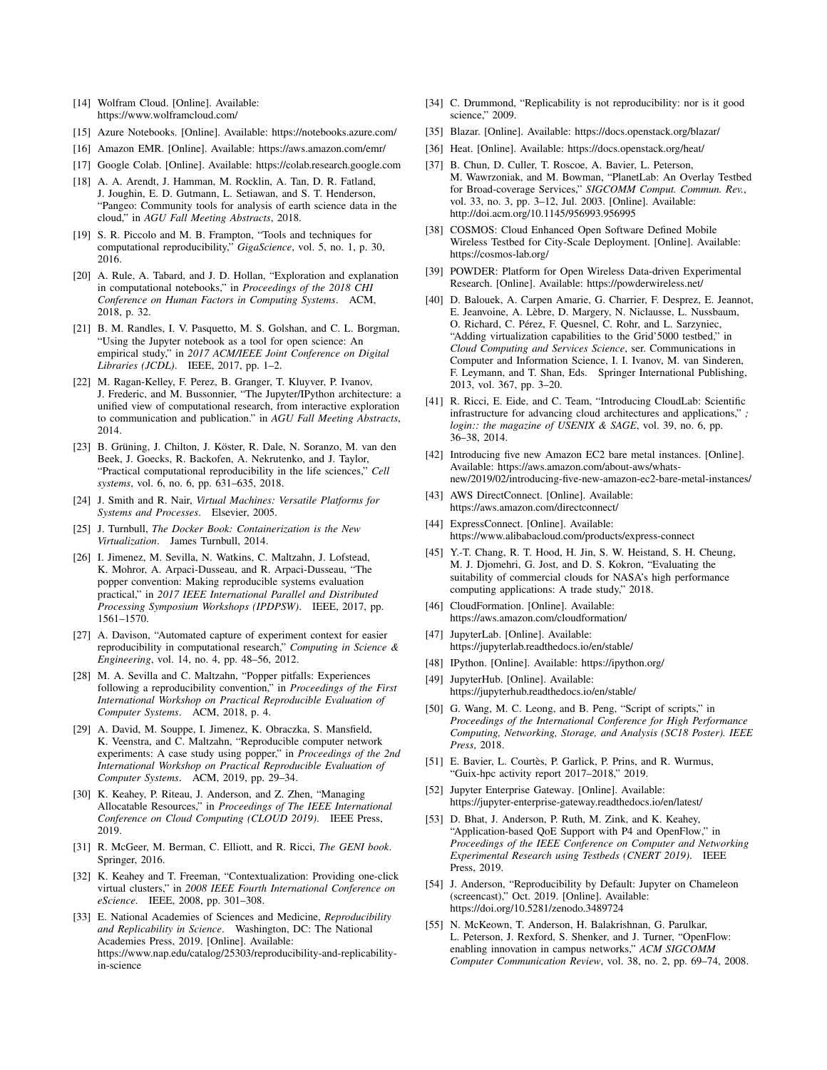[14] Wolfram Cloud. [Online]. Available: https://www.wolframcloud.com/

[15] Azure Notebooks. [Online]. Available: https://notebooks.azure.com/

[16] Amazon EMR. [Online]. Available: https://aws.amazon.com/emr/

[17] Google Colab. [Online]. Available: https://colab.research.google.com

[18] A. A. Arendt, J. Hamman, M. Rocklin, A. Tan, D. R. Fatland, J. Joughin, E. D. Gutmann, L. Setiawan, and S. T. Henderson, "Pangeo: Community tools for analysis of earth science data in the cloud," in *AGU Fall Meeting Abstracts*, 2018.

[19] S. R. Piccolo and M. B. Frampton, "Tools and techniques for computational reproducibility," *GigaScience*, vol. 5, no. 1, p. 30, 2016.

[20] A. Rule, A. Tabard, and J. D. Hollan, "Exploration and explanation in computational notebooks," in *Proceedings of the 2018 CHI Conference on Human Factors in Computing Systems*. ACM, 2018, p. 32.

[21] B. M. Randles, I. V. Pasquetto, M. S. Golshan, and C. L. Borgman, "Using the Jupyter notebook as a tool for open science: An empirical study," in *2017 ACM/IEEE Joint Conference on Digital Libraries (JCDL)*. IEEE, 2017, pp. 1–2.

[22] M. Ragan-Kelley, F. Perez, B. Granger, T. Kluyver, P. Ivanov, J. Frederic, and M. Bussonnier, "The Jupyter/IPython architecture: a unified view of computational research, from interactive exploration to communication and publication." in *AGU Fall Meeting Abstracts*, 2014.

[23] B. Grüning, J. Chilton, J. Köster, R. Dale, N. Soranzo, M. van den Beek, J. Goecks, R. Backofen, A. Nekrutenko, and J. Taylor, "Practical computational reproducibility in the life sciences," *Cell systems*, vol. 6, no. 6, pp. 631–635, 2018.

[24] J. Smith and R. Nair, *Virtual Machines: Versatile Platforms for Systems and Processes*. Elsevier, 2005.

[25] J. Turnbull, *The Docker Book: Containerization is the New Virtualization*. James Turnbull, 2014.

[26] I. Jimenez, M. Sevilla, N. Watkins, C. Maltzahn, J. Lofstead, K. Mohror, A. Arpaci-Dusseau, and R. Arpaci-Dusseau, "The popper convention: Making reproducible systems evaluation practical," in *2017 IEEE International Parallel and Distributed Processing Symposium Workshops (IPDPSW)*. IEEE, 2017, pp. 1561–1570.

[27] A. Davison, "Automated capture of experiment context for easier reproducibility in computational research," *Computing in Science & Engineering*, vol. 14, no. 4, pp. 48–56, 2012.

[28] M. A. Sevilla and C. Maltzahn, "Popper pitfalls: Experiences following a reproducibility convention," in *Proceedings of the First International Workshop on Practical Reproducible Evaluation of Computer Systems*. ACM, 2018, p. 4.

[29] A. David, M. Souppe, I. Jimenez, K. Obraczka, S. Mansfield, K. Veenstra, and C. Maltzahn, "Reproducible computer network experiments: A case study using popper," in *Proceedings of the 2nd International Workshop on Practical Reproducible Evaluation of Computer Systems*. ACM, 2019, pp. 29–34.

[30] K. Keahey, P. Riteau, J. Anderson, and Z. Zhen, "Managing Allocatable Resources," in *Proceedings of The IEEE International Conference on Cloud Computing (CLOUD 2019)*. IEEE Press, 2019.

[31] R. McGeer, M. Berman, C. Elliott, and R. Ricci, *The GENI book*. Springer, 2016.

[32] K. Keahey and T. Freeman, "Contextualization: Providing one-click virtual clusters," in *2008 IEEE Fourth International Conference on eScience*. IEEE, 2008, pp. 301–308.

[33] E. National Academies of Sciences and Medicine, *Reproducibility and Replicability in Science*. Washington, DC: The National Academies Press, 2019. [Online]. Available: https://www.nap.edu/catalog/25303/reproducibility-and-replicability-in-science

[34] C. Drummond, "Replicability is not reproducibility: nor is it good science," 2009.

[35] Blazar. [Online]. Available: https://docs.openstack.org/blazar/

[36] Heat. [Online]. Available: https://docs.openstack.org/heat/

[37] B. Chun, D. Culler, T. Roscoe, A. Bavier, L. Peterson, M. Wawrzoniak, and M. Bowman, "PlanetLab: An Overlay Testbed for Broad-coverage Services," *SIGCOMM Comput. Commun. Rev.*, vol. 33, no. 3, pp. 3–12, Jul. 2003. [Online]. Available: http://doi.acm.org/10.1145/956993.956995

[38] COSMOS: Cloud Enhanced Open Software Defined Mobile Wireless Testbed for City-Scale Deployment. [Online]. Available: https://cosmos-lab.org/

[39] POWDER: Platform for Open Wireless Data-driven Experimental Research. [Online]. Available: https://powderwireless.net/

[40] D. Balouek, A. Carpen Amarie, G. Charrier, F. Desprez, E. Jeannot, E. Jeanvoine, A. Lèbre, D. Margery, N. Niclausse, L. Nussbaum, O. Richard, C. Pérez, F. Quesnel, C. Rohr, and L. Sarzyniec, "Adding virtualization capabilities to the Grid'5000 testbed," in *Cloud Computing and Services Science*, ser. Communications in Computer and Information Science, I. I. Ivanov, M. van Sinderen, F. Leymann, and T. Shan, Eds. Springer International Publishing, 2013, vol. 367, pp. 3–20.

[41] R. Ricci, E. Eide, and C. Team, "Introducing CloudLab: Scientific infrastructure for advancing cloud architectures and applications," *; login:: the magazine of USENIX & SAGE*, vol. 39, no. 6, pp. 36–38, 2014.

[42] Introducing five new Amazon EC2 bare metal instances. [Online]. Available: https://aws.amazon.com/about-aws/whats-new/2019/02/introducing-five-new-amazon-ec2-bare-metal-instances/

[43] AWS DirectConnect. [Online]. Available: https://aws.amazon.com/directconnect/

[44] ExpressConnect. [Online]. Available: https://www.alibabacloud.com/products/express-connect

[45] Y.-T. Chang, R. T. Hood, H. Jin, S. W. Heistand, S. H. Cheung, M. J. Djomehri, G. Jost, and D. S. Kokron, "Evaluating the suitability of commercial clouds for NASA's high performance computing applications: A trade study," 2018.

[46] CloudFormation. [Online]. Available: https://aws.amazon.com/cloudformation/

[47] JupyterLab. [Online]. Available: https://jupyterlab.readthedocs.io/en/stable/

[48] IPython. [Online]. Available: https://ipython.org/

[49] JupyterHub. [Online]. Available: https://jupyterhub.readthedocs.io/en/stable/

[50] G. Wang, M. C. Leong, and B. Peng, "Script of scripts," in *Proceedings of the International Conference for High Performance Computing, Networking, Storage, and Analysis (SC18 Poster). IEEE Press*, 2018.

[51] E. Bavier, L. Courtès, P. Garlick, P. Prins, and R. Wurmus, "Guix-hpc activity report 2017–2018," 2019.

[52] Jupyter Enterprise Gateway. [Online]. Available: https://jupyter-enterprise-gateway.readthedocs.io/en/latest/

[53] D. Bhat, J. Anderson, P. Ruth, M. Zink, and K. Keahey, "Application-based QoE Support with P4 and OpenFlow," in *Proceedings of the IEEE Conference on Computer and Networking Experimental Research using Testbeds (CNERT 2019)*. IEEE Press, 2019.

[54] J. Anderson, "Reproducibility by Default: Jupyter on Chameleon (screencast)," Oct. 2019. [Online]. Available: https://doi.org/10.5281/zenodo.3489724

[55] N. McKeown, T. Anderson, H. Balakrishnan, G. Parulkar, L. Peterson, J. Rexford, S. Shenker, and J. Turner, "OpenFlow: enabling innovation in campus networks," *ACM SIGCOMM Computer Communication Review*, vol. 38, no. 2, pp. 69–74, 2008.